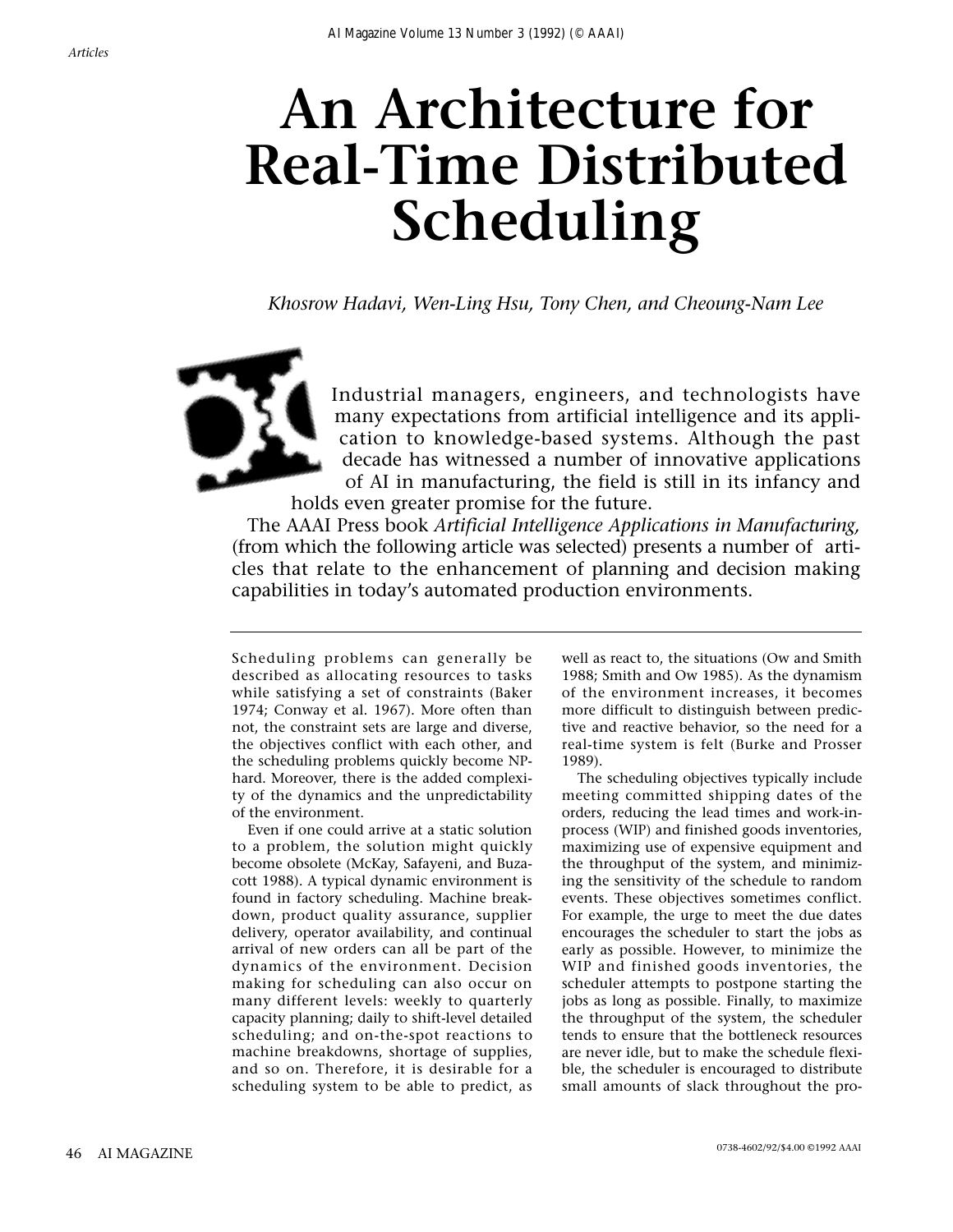# An Architecture for Real-Time Distributed Scheduling

*Khosrow Hadavi, Wen-Ling Hsu, Tony Chen, and Cheoung-Nam Lee*

Industrial managers, engineers, and technologists have many expectations from artificial intelligence and its application to knowledge-based systems. Although the past decade has witnessed a number of innovative applications of AI in manufacturing, the field is still in its infancy and holds even greater promise for the future.

The AAAI Press book *Artificial Intelligence Applications in Manufacturing,* (from which the following article was selected) presents a number of articles that relate to the enhancement of planning and decision making capabilities in today's automated production environments.

---

Scheduling problems can generally be described as allocating resources to tasks while satisfying a set of constraints (Baker 1974; Conway et al. 1967). More often than not, the constraint sets are large and diverse, the objectives conflict with each other, and the scheduling problems quickly become NP-hard. Moreover, there is the added complexity of the dynamics and the unpredictability of the environment.

Even if one could arrive at a static solution to a problem, the solution might quickly become obsolete (McKay, Safayeni, and Buzacott 1988). A typical dynamic environment is found in factory scheduling. Machine breakdown, product quality assurance, supplier delivery, operator availability, and continual arrival of new orders can all be part of the dynamics of the environment. Decision making for scheduling can also occur on many different levels: weekly to quarterly capacity planning; daily to shift-level detailed scheduling; and on-the-spot reactions to machine breakdowns, shortage of supplies, and so on. Therefore, it is desirable for a scheduling system to be able to predict, as well as react to, the situations (Ow and Smith 1988; Smith and Ow 1985). As the dynamism of the environment increases, it becomes more difficult to distinguish between predictive and reactive behavior, so the need for a real-time system is felt (Burke and Prosser 1989).

The scheduling objectives typically include meeting committed shipping dates of the orders, reducing the lead times and work-in-process (WIP) and finished goods inventories, maximizing use of expensive equipment and the throughput of the system, and minimizing the sensitivity of the schedule to random events. These objectives sometimes conflict. For example, the urge to meet the due dates encourages the scheduler to start the jobs as early as possible. However, to minimize the WIP and finished goods inventories, the scheduler attempts to postpone starting the jobs as long as possible. Finally, to maximize the throughput of the system, the scheduler tends to ensure that the bottleneck resources are never idle, but to make the schedule flexible, the scheduler is encouraged to distribute small amounts of slack throughout the pro-

0738-4602/92/$4.00 ©1992 AAAI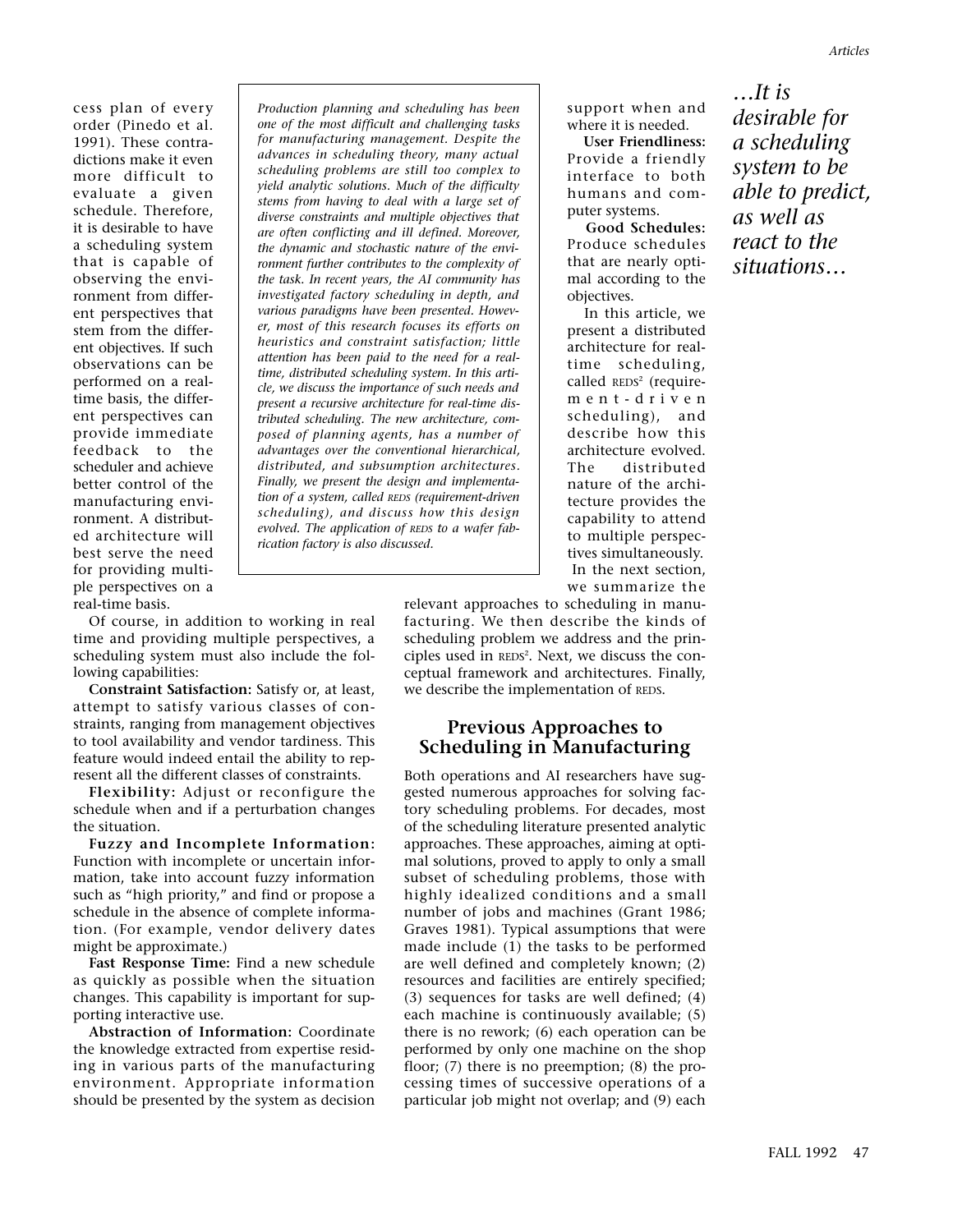cess plan of every order (Pinedo et al. 1991). These contradictions make it even more difficult to evaluate a given schedule. Therefore, it is desirable to have a scheduling system that is capable of observing the environment from different perspectives that stem from the different objectives. If such observations can be performed on a real-time basis, the different perspectives can provide immediate feedback to the scheduler and achieve better control of the manufacturing environment. A distributed architecture will best serve the need for providing multiple perspectives on a real-time basis.

*Production planning and scheduling has been one of the most difficult and challenging tasks for manufacturing management. Despite the advances in scheduling theory, many actual scheduling problems are still too complex to yield analytic solutions. Much of the difficulty stems from having to deal with a large set of diverse constraints and multiple objectives that are often conflicting and ill defined. Moreover, the dynamic and stochastic nature of the environment further contributes to the complexity of the task. In recent years, the AI community has investigated factory scheduling in depth, and various paradigms have been presented. However, most of this research focuses its efforts on heuristics and constraint satisfaction; little attention has been paid to the need for a real-time, distributed scheduling system. In this article, we discuss the importance of such needs and present a recursive architecture for real-time distributed scheduling. The new architecture, composed of planning agents, has a number of advantages over the conventional hierarchical, distributed, and subsumption architectures. Finally, we present the design and implementation of a system, called REDS (requirement-driven scheduling), and discuss how this design evolved. The application of REDS to a wafer fabrication factory is also discussed.*

*…It is desirable for a scheduling system to be able to predict, as well as react to the situations…*

Of course, in addition to working in real time and providing multiple perspectives, a scheduling system must also include the following capabilities:

**Constraint Satisfaction:** Satisfy or, at least, attempt to satisfy various classes of constraints, ranging from management objectives to tool availability and vendor tardiness. This feature would indeed entail the ability to represent all the different classes of constraints.

**Flexibility:** Adjust or reconfigure the schedule when and if a perturbation changes the situation.

**Fuzzy and Incomplete Information:** Function with incomplete or uncertain information, take into account fuzzy information such as "high priority," and find or propose a schedule in the absence of complete information. (For example, vendor delivery dates might be approximate.)

**Fast Response Time:** Find a new schedule as quickly as possible when the situation changes. This capability is important for supporting interactive use.

**Abstraction of Information:** Coordinate the knowledge extracted from expertise residing in various parts of the manufacturing environment. Appropriate information should be presented by the system as decision support when and where it is needed.

**User Friendliness:** Provide a friendly interface to both humans and computer systems.

**Good Schedules:** Produce schedules that are nearly optimal according to the objectives.

In this article, we present a distributed architecture for real-time scheduling, called REDS[2] (requirement-driven scheduling), and describe how this architecture evolved. The distributed nature of the architecture provides the capability to attend to multiple perspectives simultaneously. In the next section, we summarize the relevant approaches to scheduling in manufacturing. We then describe the kinds of scheduling problem we address and the principles used in REDS[2]. Next, we discuss the conceptual framework and architectures. Finally, we describe the implementation of REDS.

## Previous Approaches to Scheduling in Manufacturing

Both operations and AI researchers have suggested numerous approaches for solving factory scheduling problems. For decades, most of the scheduling literature presented analytic approaches. These approaches, aiming at optimal solutions, proved to apply to only a small subset of scheduling problems, those with highly idealized conditions and a small number of jobs and machines (Grant 1986; Graves 1981). Typical assumptions that were made include (1) the tasks to be performed are well defined and completely known; (2) resources and facilities are entirely specified; (3) sequences for tasks are well defined; (4) each machine is continuously available; (5) there is no rework; (6) each operation can be performed by only one machine on the shop floor; (7) there is no preemption; (8) the processing times of successive operations of a particular job might not overlap; and (9) each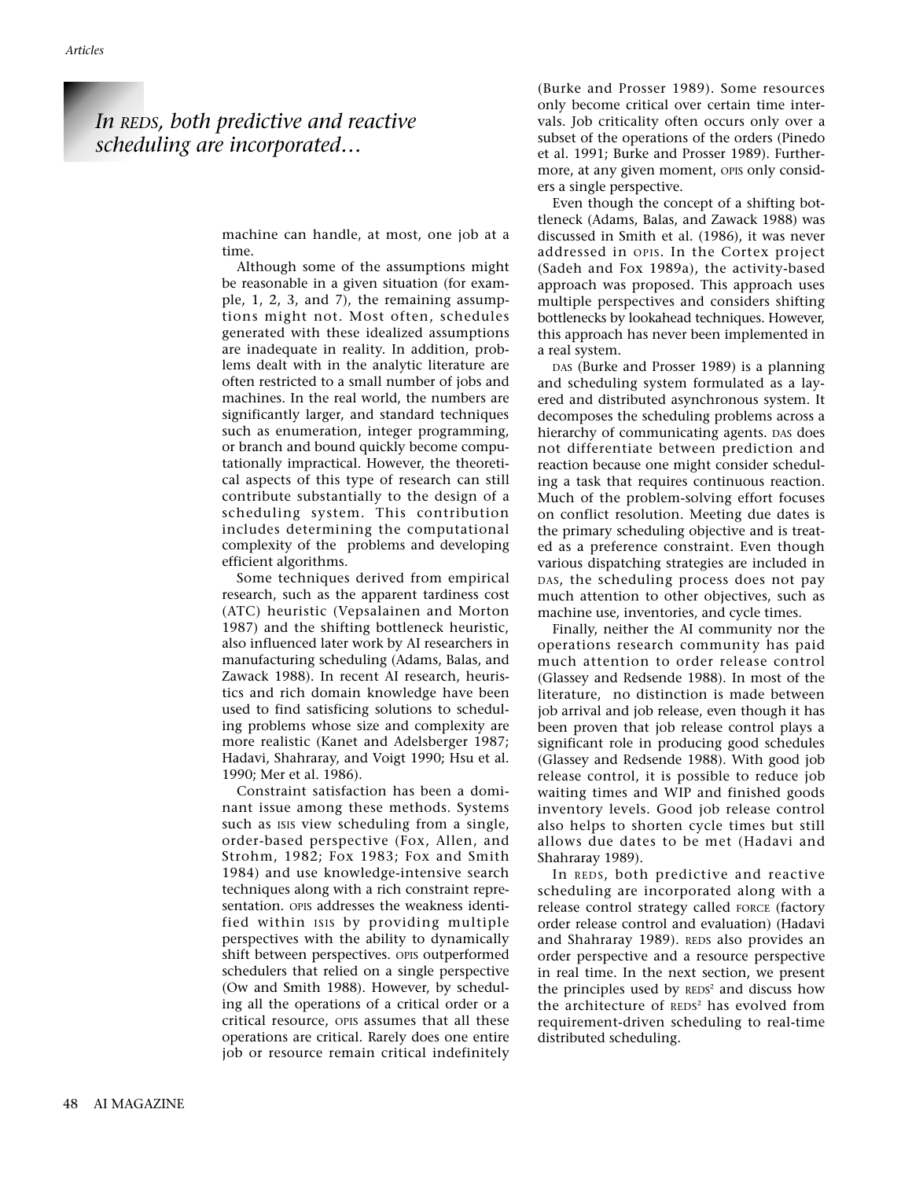*In REDS, both predictive and reactive scheduling are incorporated…*

machine can handle, at most, one job at a time.

Although some of the assumptions might be reasonable in a given situation (for example, 1, 2, 3, and 7), the remaining assumptions might not. Most often, schedules generated with these idealized assumptions are inadequate in reality. In addition, problems dealt with in the analytic literature are often restricted to a small number of jobs and machines. In the real world, the numbers are significantly larger, and standard techniques such as enumeration, integer programming, or branch and bound quickly become computationally impractical. However, the theoretical aspects of this type of research can still contribute substantially to the design of a scheduling system. This contribution includes determining the computational complexity of the problems and developing efficient algorithms.

Some techniques derived from empirical research, such as the apparent tardiness cost (ATC) heuristic (Vepsalainen and Morton 1987) and the shifting bottleneck heuristic, also influenced later work by AI researchers in manufacturing scheduling (Adams, Balas, and Zawack 1988). In recent AI research, heuristics and rich domain knowledge have been used to find satisficing solutions to scheduling problems whose size and complexity are more realistic (Kanet and Adelsberger 1987; Hadavi, Shahraray, and Voigt 1990; Hsu et al. 1990; Mer et al. 1986).

Constraint satisfaction has been a dominant issue among these methods. Systems such as ISIS view scheduling from a single, order-based perspective (Fox, Allen, and Strohm, 1982; Fox 1983; Fox and Smith 1984) and use knowledge-intensive search techniques along with a rich constraint representation. OPIS addresses the weakness identified within ISIS by providing multiple perspectives with the ability to dynamically shift between perspectives. OPIS outperformed schedulers that relied on a single perspective (Ow and Smith 1988). However, by scheduling all the operations of a critical order or a critical resource, OPIS assumes that all these operations are critical. Rarely does one entire job or resource remain critical indefinitely (Burke and Prosser 1989). Some resources only become critical over certain time intervals. Job criticality often occurs only over a subset of the operations of the orders (Pinedo et al. 1991; Burke and Prosser 1989). Furthermore, at any given moment, OPIS only considers a single perspective.

Even though the concept of a shifting bottleneck (Adams, Balas, and Zawack 1988) was discussed in Smith et al. (1986), it was never addressed in OPIS. In the Cortex project (Sadeh and Fox 1989a), the activity-based approach was proposed. This approach uses multiple perspectives and considers shifting bottlenecks by lookahead techniques. However, this approach has never been implemented in a real system.

DAS (Burke and Prosser 1989) is a planning and scheduling system formulated as a layered and distributed asynchronous system. It decomposes the scheduling problems across a hierarchy of communicating agents. DAS does not differentiate between prediction and reaction because one might consider scheduling a task that requires continuous reaction. Much of the problem-solving effort focuses on conflict resolution. Meeting due dates is the primary scheduling objective and is treated as a preference constraint. Even though various dispatching strategies are included in DAS, the scheduling process does not pay much attention to other objectives, such as machine use, inventories, and cycle times.

Finally, neither the AI community nor the operations research community has paid much attention to order release control (Glassey and Redsende 1988). In most of the literature, no distinction is made between job arrival and job release, even though it has been proven that job release control plays a significant role in producing good schedules (Glassey and Redsende 1988). With good job release control, it is possible to reduce job waiting times and WIP and finished goods inventory levels. Good job release control also helps to shorten cycle times but still allows due dates to be met (Hadavi and Shahraray 1989).

In REDS, both predictive and reactive scheduling are incorporated along with a release control strategy called FORCE (factory order release control and evaluation) (Hadavi and Shahraray 1989). REDS also provides an order perspective and a resource perspective in real time. In the next section, we present the principles used by $REDS^2$ and discuss how the architecture of $REDS^2$ has evolved from requirement-driven scheduling to real-time distributed scheduling.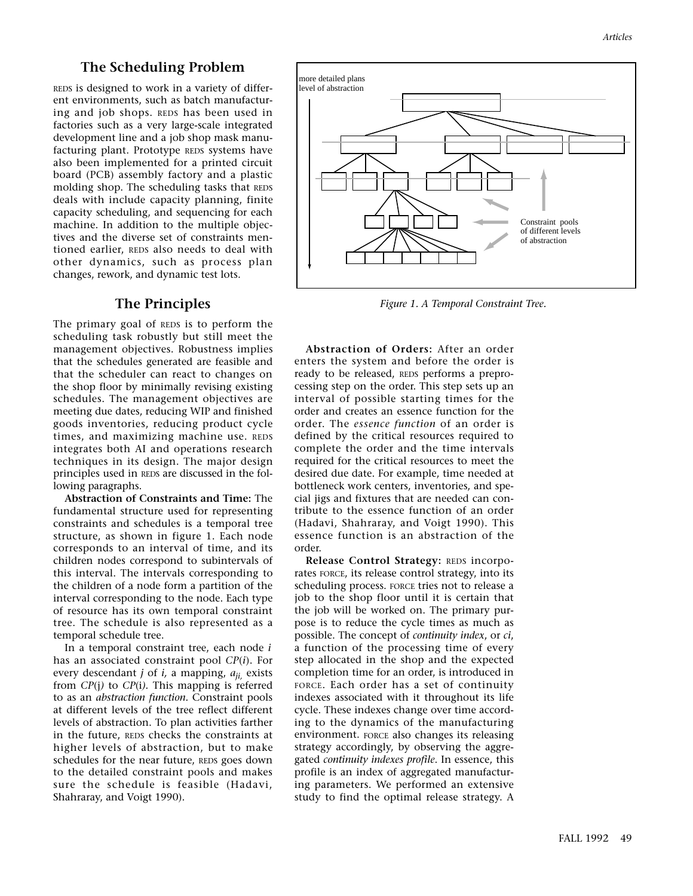## The Scheduling Problem

REDS is designed to work in a variety of different environments, such as batch manufacturing and job shops. REDS has been used in factories such as a very large-scale integrated development line and a job shop mask manufacturing plant. Prototype REDS systems have also been implemented for a printed circuit board (PCB) assembly factory and a plastic molding shop. The scheduling tasks that REDS deals with include capacity planning, finite capacity scheduling, and sequencing for each machine. In addition to the multiple objectives and the diverse set of constraints mentioned earlier, REDS also needs to deal with other dynamics, such as process plan changes, rework, and dynamic test lots.

## The Principles

The primary goal of REDS is to perform the scheduling task robustly but still meet the management objectives. Robustness implies that the schedules generated are feasible and that the scheduler can react to changes on the shop floor by minimally revising existing schedules. The management objectives are meeting due dates, reducing WIP and finished goods inventories, reducing product cycle times, and maximizing machine use. REDS integrates both AI and operations research techniques in its design. The major design principles used in REDS are discussed in the following paragraphs.

**Abstraction of Constraints and Time:** The fundamental structure used for representing constraints and schedules is a temporal tree structure, as shown in figure 1. Each node corresponds to an interval of time, and its children nodes correspond to subintervals of this interval. The intervals corresponding to the children of a node form a partition of the interval corresponding to the node. Each type of resource has its own temporal constraint tree. The schedule is also represented as a temporal schedule tree.

In a temporal constraint tree, each node $i$ has an associated constraint pool $CP(i)$. For every descendant $j$ of $i$, a mapping, $a_{ji}$, exists from $CP(j)$ to $CP(i)$. This mapping is referred to as an *abstraction function*. Constraint pools at different levels of the tree reflect different levels of abstraction. To plan activities farther in the future, REDS checks the constraints at higher levels of abstraction, but to make schedules for the near future, REDS goes down to the detailed constraint pools and makes sure the schedule is feasible (Hadavi, Shahraray, and Voigt 1990).

more detailed plans
level of abstraction

Constraint pools
of different levels
of abstraction

*Figure 1. A Temporal Constraint Tree.*

**Abstraction of Orders:** After an order enters the system and before the order is ready to be released, REDS performs a preprocessing step on the order. This step sets up an interval of possible starting times for the order and creates an essence function for the order. The *essence function* of an order is defined by the critical resources required to complete the order and the time intervals required for the critical resources to meet the desired due date. For example, time needed at bottleneck work centers, inventories, and special jigs and fixtures that are needed can contribute to the essence function of an order (Hadavi, Shahraray, and Voigt 1990). This essence function is an abstraction of the order.

**Release Control Strategy:** REDS incorporates FORCE, its release control strategy, into its scheduling process. FORCE tries not to release a job to the shop floor until it is certain that the job will be worked on. The primary purpose is to reduce the cycle times as much as possible. The concept of *continuity index*, or *ci*, a function of the processing time of every step allocated in the shop and the expected completion time for an order, is introduced in FORCE. Each order has a set of continuity indexes associated with it throughout its life cycle. These indexes change over time according to the dynamics of the manufacturing environment. FORCE also changes its releasing strategy accordingly, by observing the aggregated *continuity indexes profile*. In essence, this profile is an index of aggregated manufacturing parameters. We performed an extensive study to find the optimal release strategy. A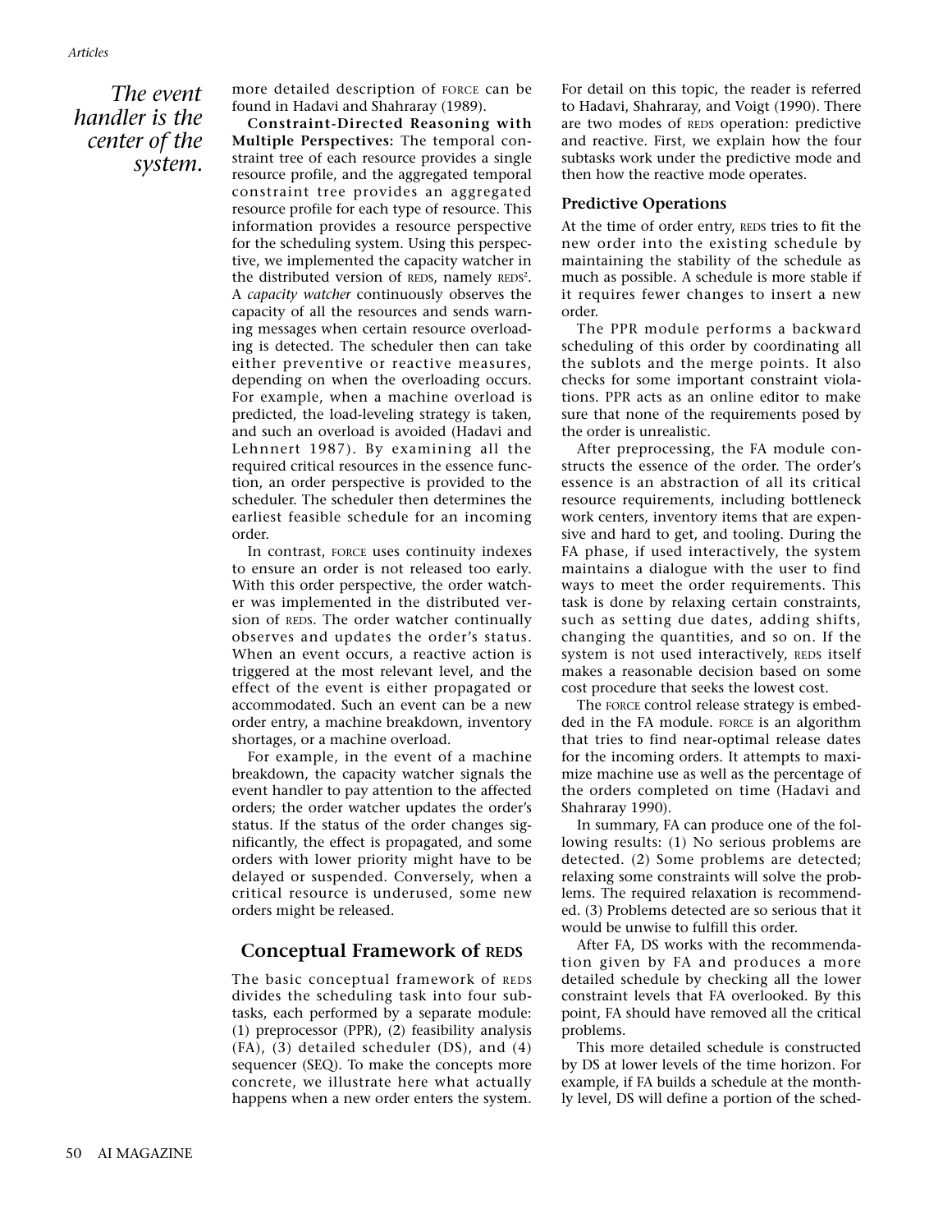*The event handler is the center of the system.*

more detailed description of FORCE can be found in Hadavi and Shahraray (1989).

**Constraint-Directed Reasoning with Multiple Perspectives:** The temporal constraint tree of each resource provides a single resource profile, and the aggregated temporal constraint tree provides an aggregated resource profile for each type of resource. This information provides a resource perspective for the scheduling system. Using this perspective, we implemented the capacity watcher in the distributed version of REDS, namely REDS[2]. A *capacity watcher* continuously observes the capacity of all the resources and sends warning messages when certain resource overloading is detected. The scheduler then can take either preventive or reactive measures, depending on when the overloading occurs. For example, when a machine overload is predicted, the load-leveling strategy is taken, and such an overload is avoided (Hadavi and Lehnnert 1987). By examining all the required critical resources in the essence function, an order perspective is provided to the scheduler. The scheduler then determines the earliest feasible schedule for an incoming order.

In contrast, FORCE uses continuity indexes to ensure an order is not released too early. With this order perspective, the order watcher was implemented in the distributed version of REDS. The order watcher continually observes and updates the order's status. When an event occurs, a reactive action is triggered at the most relevant level, and the effect of the event is either propagated or accommodated. Such an event can be a new order entry, a machine breakdown, inventory shortages, or a machine overload.

For example, in the event of a machine breakdown, the capacity watcher signals the event handler to pay attention to the affected orders; the order watcher updates the order's status. If the status of the order changes significantly, the effect is propagated, and some orders with lower priority might have to be delayed or suspended. Conversely, when a critical resource is underused, some new orders might be released.

## Conceptual Framework of REDS

The basic conceptual framework of REDS divides the scheduling task into four subtasks, each performed by a separate module: (1) preprocessor (PPR), (2) feasibility analysis (FA), (3) detailed scheduler (DS), and (4) sequencer (SEQ). To make the concepts more concrete, we illustrate here what actually happens when a new order enters the system. For detail on this topic, the reader is referred to Hadavi, Shahraray, and Voigt (1990). There are two modes of REDS operation: predictive and reactive. First, we explain how the four subtasks work under the predictive mode and then how the reactive mode operates.

### Predictive Operations

At the time of order entry, REDS tries to fit the new order into the existing schedule by maintaining the stability of the schedule as much as possible. A schedule is more stable if it requires fewer changes to insert a new order.

The PPR module performs a backward scheduling of this order by coordinating all the sublots and the merge points. It also checks for some important constraint violations. PPR acts as an online editor to make sure that none of the requirements posed by the order is unrealistic.

After preprocessing, the FA module constructs the essence of the order. The order's essence is an abstraction of all its critical resource requirements, including bottleneck work centers, inventory items that are expensive and hard to get, and tooling. During the FA phase, if used interactively, the system maintains a dialogue with the user to find ways to meet the order requirements. This task is done by relaxing certain constraints, such as setting due dates, adding shifts, changing the quantities, and so on. If the system is not used interactively, REDS itself makes a reasonable decision based on some cost procedure that seeks the lowest cost.

The FORCE control release strategy is embedded in the FA module. FORCE is an algorithm that tries to find near-optimal release dates for the incoming orders. It attempts to maximize machine use as well as the percentage of the orders completed on time (Hadavi and Shahraray 1990).

In summary, FA can produce one of the following results: (1) No serious problems are detected. (2) Some problems are detected; relaxing some constraints will solve the problems. The required relaxation is recommended. (3) Problems detected are so serious that it would be unwise to fulfill this order.

After FA, DS works with the recommendation given by FA and produces a more detailed schedule by checking all the lower constraint levels that FA overlooked. By this point, FA should have removed all the critical problems.

This more detailed schedule is constructed by DS at lower levels of the time horizon. For example, if FA builds a schedule at the monthly level, DS will define a portion of the sched-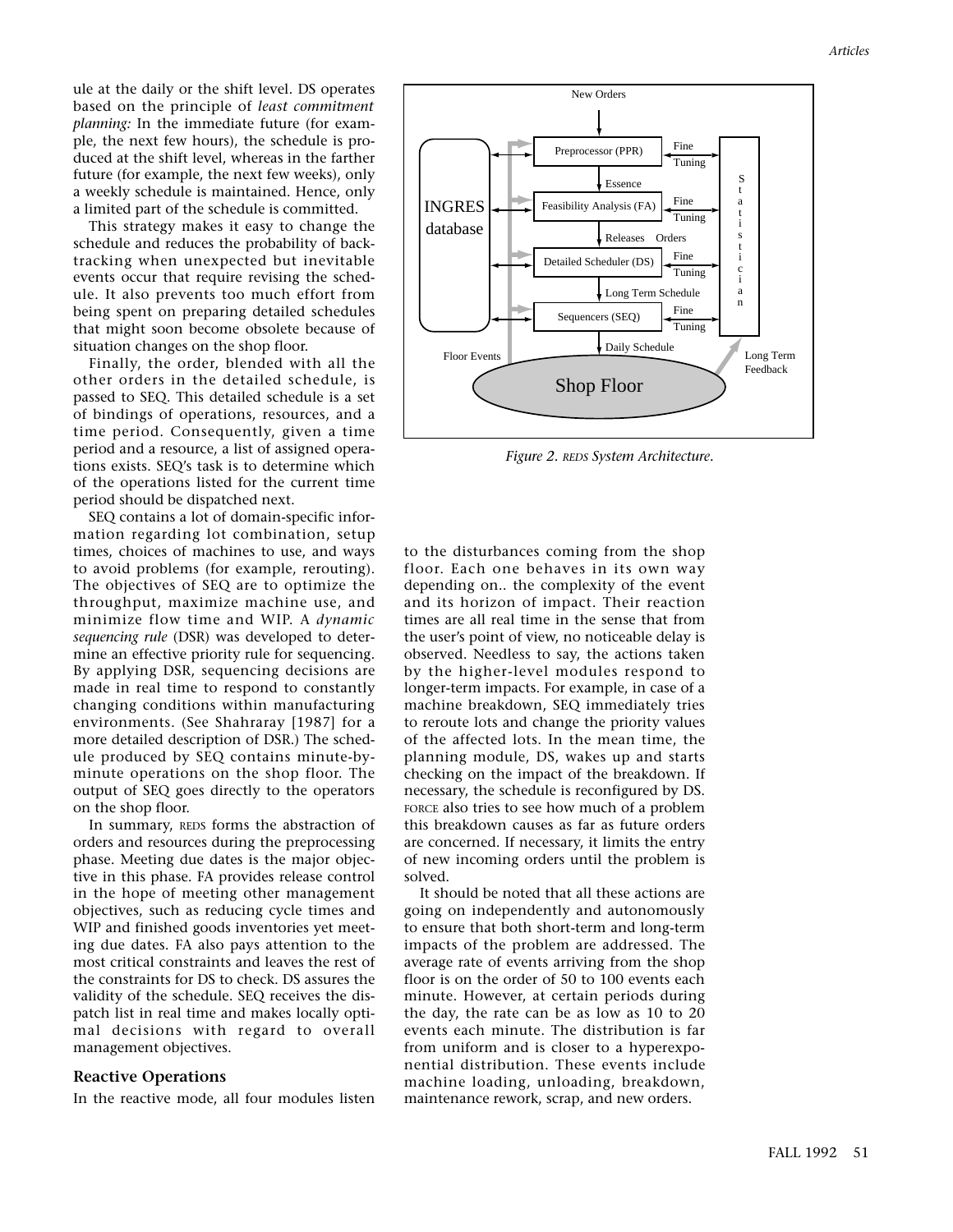ule at the daily or the shift level. DS operates based on the principle of *least commitment planning:* In the immediate future (for example, the next few hours), the schedule is produced at the shift level, whereas in the farther future (for example, the next few weeks), only a weekly schedule is maintained. Hence, only a limited part of the schedule is committed.

This strategy makes it easy to change the schedule and reduces the probability of backtracking when unexpected but inevitable events occur that require revising the schedule. It also prevents too much effort from being spent on preparing detailed schedules that might soon become obsolete because of situation changes on the shop floor.

Finally, the order, blended with all the other orders in the detailed schedule, is passed to SEQ. This detailed schedule is a set of bindings of operations, resources, and a time period. Consequently, given a time period and a resource, a list of assigned operations exists. SEQ's task is to determine which of the operations listed for the current time period should be dispatched next.

SEQ contains a lot of domain-specific information regarding lot combination, setup times, choices of machines to use, and ways to avoid problems (for example, rerouting). The objectives of SEQ are to optimize the throughput, maximize machine use, and minimize flow time and WIP. A *dynamic sequencing rule* (DSR) was developed to determine an effective priority rule for sequencing. By applying DSR, sequencing decisions are made in real time to respond to constantly changing conditions within manufacturing environments. (See Shahraray [1987] for a more detailed description of DSR.) The schedule produced by SEQ contains minute-by-minute operations on the shop floor. The output of SEQ goes directly to the operators on the shop floor.

In summary, REDS forms the abstraction of orders and resources during the preprocessing phase. Meeting due dates is the major objective in this phase. FA provides release control in the hope of meeting other management objectives, such as reducing cycle times and WIP and finished goods inventories yet meeting due dates. FA also pays attention to the most critical constraints and leaves the rest of the constraints for DS to check. DS assures the validity of the schedule. SEQ receives the dispatch list in real time and makes locally optimal decisions with regard to overall management objectives.

New Orders — Preprocessor (PPR) — Essence — Feasibility Analysis (FA) — Releases Orders — Detailed Scheduler (DS) — Long Term Schedule — Sequencers (SEQ) — Daily Schedule — Shop Floor; INGRES database; Statistician; Fine Tuning; Floor Events; Long Term Feedback

*Figure 2. REDS System Architecture.*

## Reactive Operations

In the reactive mode, all four modules listen to the disturbances coming from the shop floor. Each one behaves in its own way depending on.. the complexity of the event and its horizon of impact. Their reaction times are all real time in the sense that from the user's point of view, no noticeable delay is observed. Needless to say, the actions taken by the higher-level modules respond to longer-term impacts. For example, in case of a machine breakdown, SEQ immediately tries to reroute lots and change the priority values of the affected lots. In the mean time, the planning module, DS, wakes up and starts checking on the impact of the breakdown. If necessary, the schedule is reconfigured by DS. FORCE also tries to see how much of a problem this breakdown causes as far as future orders are concerned. If necessary, it limits the entry of new incoming orders until the problem is solved.

It should be noted that all these actions are going on independently and autonomously to ensure that both short-term and long-term impacts of the problem are addressed. The average rate of events arriving from the shop floor is on the order of 50 to 100 events each minute. However, at certain periods during the day, the rate can be as low as 10 to 20 events each minute. The distribution is far from uniform and is closer to a hyperexponential distribution. These events include machine loading, unloading, breakdown, maintenance rework, scrap, and new orders.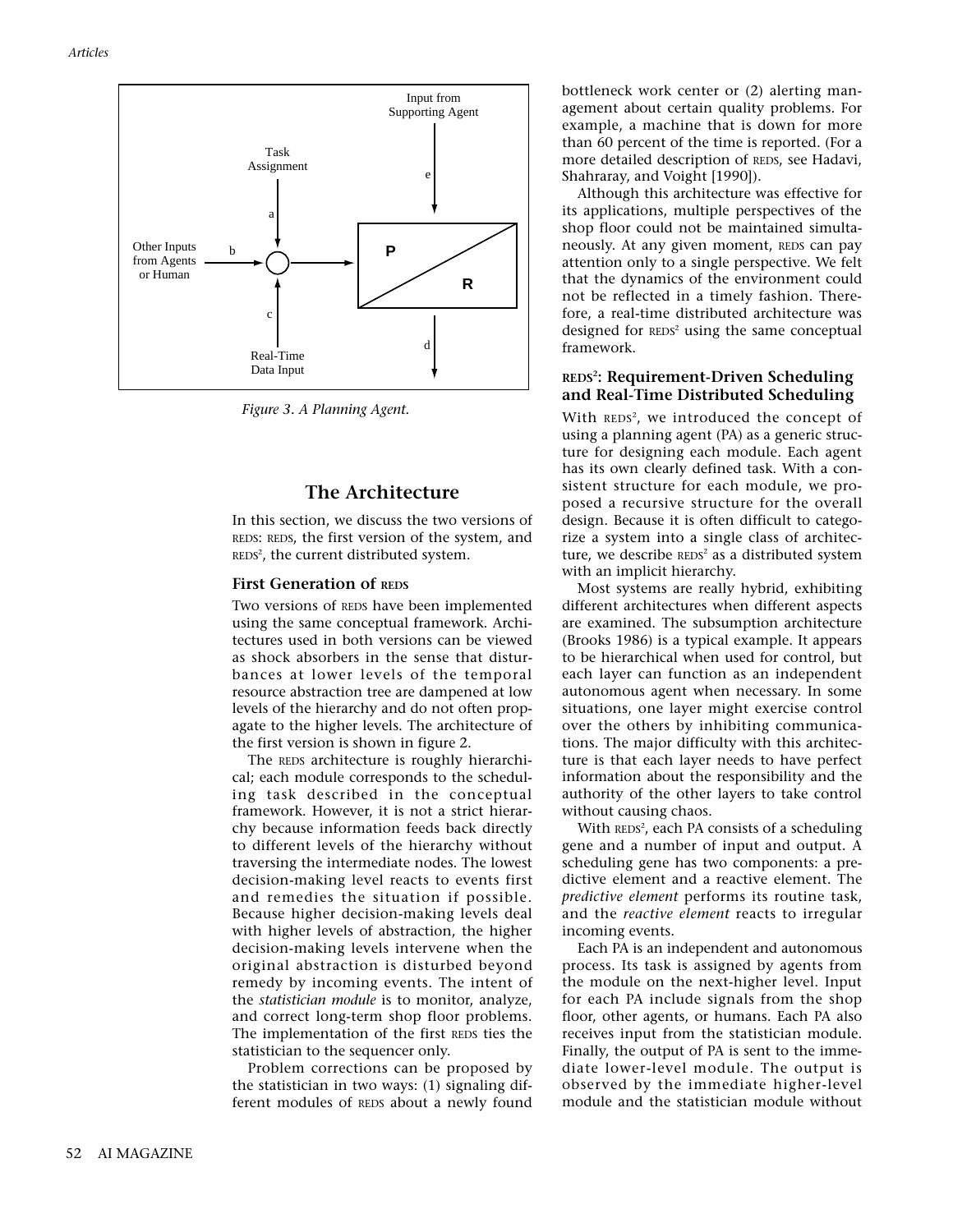Figure 3. A Planning Agent.

## The Architecture

In this section, we discuss the two versions of REDS: REDS, the first version of the system, and REDS², the current distributed system.

### First Generation of REDS

Two versions of REDS have been implemented using the same conceptual framework. Architectures used in both versions can be viewed as shock absorbers in the sense that disturbances at lower levels of the temporal resource abstraction tree are dampened at low levels of the hierarchy and do not often propagate to the higher levels. The architecture of the first version is shown in figure 2.

The REDS architecture is roughly hierarchical; each module corresponds to the scheduling task described in the conceptual framework. However, it is not a strict hierarchy because information feeds back directly to different levels of the hierarchy without traversing the intermediate nodes. The lowest decision-making level reacts to events first and remedies the situation if possible. Because higher decision-making levels deal with higher levels of abstraction, the higher decision-making levels intervene when the original abstraction is disturbed beyond remedy by incoming events. The intent of the *statistician module* is to monitor, analyze, and correct long-term shop floor problems. The implementation of the first REDS ties the statistician to the sequencer only.

Problem corrections can be proposed by the statistician in two ways: (1) signaling different modules of REDS about a newly found bottleneck work center or (2) alerting management about certain quality problems. For example, a machine that is down for more than 60 percent of the time is reported. (For a more detailed description of REDS, see Hadavi, Shahraray, and Voight [1990]).

Although this architecture was effective for its applications, multiple perspectives of the shop floor could not be maintained simultaneously. At any given moment, REDS can pay attention only to a single perspective. We felt that the dynamics of the environment could not be reflected in a timely fashion. Therefore, a real-time distributed architecture was designed for REDS² using the same conceptual framework.

### REDS²: Requirement-Driven Scheduling and Real-Time Distributed Scheduling

With REDS², we introduced the concept of using a planning agent (PA) as a generic structure for designing each module. Each agent has its own clearly defined task. With a consistent structure for each module, we proposed a recursive structure for the overall design. Because it is often difficult to categorize a system into a single class of architecture, we describe REDS² as a distributed system with an implicit hierarchy.

Most systems are really hybrid, exhibiting different architectures when different aspects are examined. The subsumption architecture (Brooks 1986) is a typical example. It appears to be hierarchical when used for control, but each layer can function as an independent autonomous agent when necessary. In some situations, one layer might exercise control over the others by inhibiting communications. The major difficulty with this architecture is that each layer needs to have perfect information about the responsibility and the authority of the other layers to take control without causing chaos.

With REDS², each PA consists of a scheduling gene and a number of input and output. A scheduling gene has two components: a predictive element and a reactive element. The *predictive element* performs its routine task, and the *reactive element* reacts to irregular incoming events.

Each PA is an independent and autonomous process. Its task is assigned by agents from the module on the next-higher level. Input for each PA include signals from the shop floor, other agents, or humans. Each PA also receives input from the statistician module. Finally, the output of PA is sent to the immediate lower-level module. The output is observed by the immediate higher-level module and the statistician module without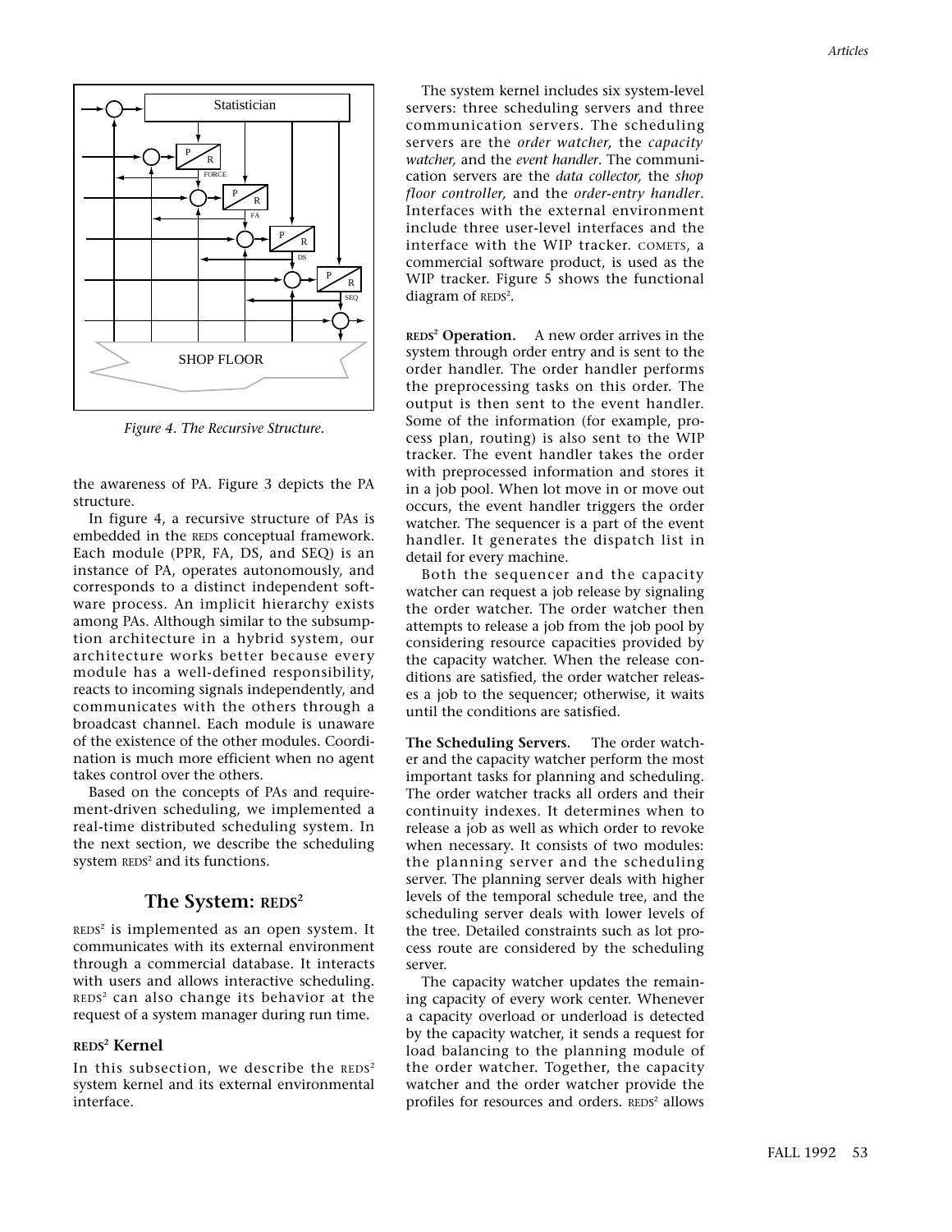Figure 4. The Recursive Structure.

the awareness of PA. Figure 3 depicts the PA structure.

In figure 4, a recursive structure of PAs is embedded in the REDS conceptual framework. Each module (PPR, FA, DS, and SEQ) is an instance of PA, operates autonomously, and corresponds to a distinct independent software process. An implicit hierarchy exists among PAs. Although similar to the subsumption architecture in a hybrid system, our architecture works better because every module has a well-defined responsibility, reacts to incoming signals independently, and communicates with the others through a broadcast channel. Each module is unaware of the existence of the other modules. Coordination is much more efficient when no agent takes control over the others.

Based on the concepts of PAs and requirement-driven scheduling, we implemented a real-time distributed scheduling system. In the next section, we describe the scheduling system REDS² and its functions.

## The System: REDS²

REDS² is implemented as an open system. It communicates with its external environment through a commercial database. It interacts with users and allows interactive scheduling. REDS² can also change its behavior at the request of a system manager during run time.

### REDS² Kernel

In this subsection, we describe the REDS² system kernel and its external environmental interface.

The system kernel includes six system-level servers: three scheduling servers and three communication servers. The scheduling servers are the *order watcher,* the *capacity watcher,* and the *event handler*. The communication servers are the *data collector,* the *shop floor controller,* and the *order-entry handler*. Interfaces with the external environment include three user-level interfaces and the interface with the WIP tracker. COMETS, a commercial software product, is used as the WIP tracker. Figure 5 shows the functional diagram of REDS².

**REDS² Operation.** A new order arrives in the system through order entry and is sent to the order handler. The order handler performs the preprocessing tasks on this order. The output is then sent to the event handler. Some of the information (for example, process plan, routing) is also sent to the WIP tracker. The event handler takes the order with preprocessed information and stores it in a job pool. When lot move in or move out occurs, the event handler triggers the order watcher. The sequencer is a part of the event handler. It generates the dispatch list in detail for every machine.

Both the sequencer and the capacity watcher can request a job release by signaling the order watcher. The order watcher then attempts to release a job from the job pool by considering resource capacities provided by the capacity watcher. When the release conditions are satisfied, the order watcher releases a job to the sequencer; otherwise, it waits until the conditions are satisfied.

**The Scheduling Servers.** The order watcher and the capacity watcher perform the most important tasks for planning and scheduling. The order watcher tracks all orders and their continuity indexes. It determines when to release a job as well as which order to revoke when necessary. It consists of two modules: the planning server and the scheduling server. The planning server deals with higher levels of the temporal schedule tree, and the scheduling server deals with lower levels of the tree. Detailed constraints such as lot process route are considered by the scheduling server.

The capacity watcher updates the remaining capacity of every work center. Whenever a capacity overload or underload is detected by the capacity watcher, it sends a request for load balancing to the planning module of the order watcher. Together, the capacity watcher and the order watcher provide the profiles for resources and orders. REDS² allows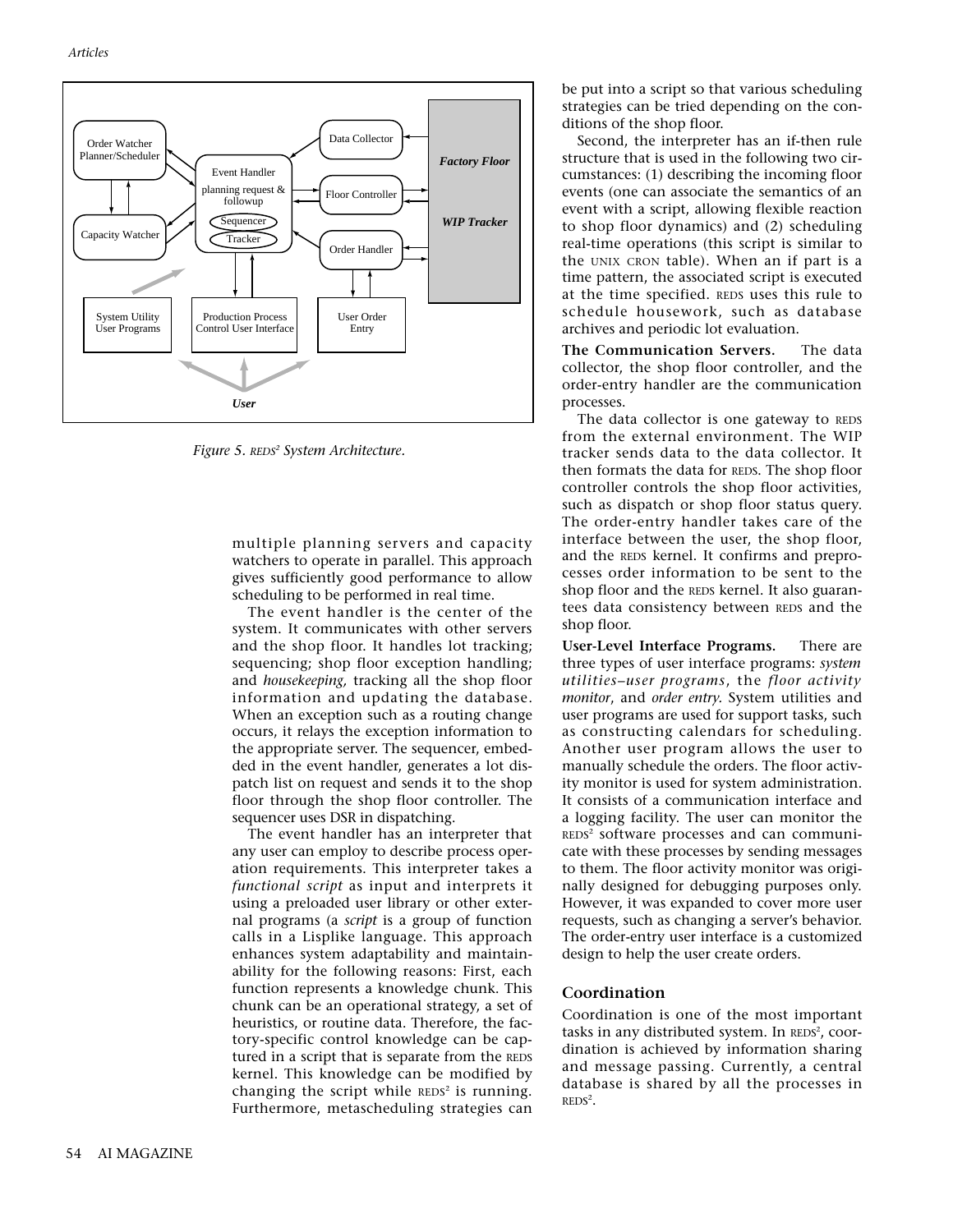Figure 5. REDS[2] System Architecture.

multiple planning servers and capacity watchers to operate in parallel. This approach gives sufficiently good performance to allow scheduling to be performed in real time.

The event handler is the center of the system. It communicates with other servers and the shop floor. It handles lot tracking; sequencing; shop floor exception handling; and *housekeeping*, tracking all the shop floor information and updating the database. When an exception such as a routing change occurs, it relays the exception information to the appropriate server. The sequencer, embedded in the event handler, generates a lot dispatch list on request and sends it to the shop floor through the shop floor controller. The sequencer uses DSR in dispatching.

The event handler has an interpreter that any user can employ to describe process operation requirements. This interpreter takes a *functional script* as input and interprets it using a preloaded user library or other external programs (a *script* is a group of function calls in a Lisplike language. This approach enhances system adaptability and maintainability for the following reasons: First, each function represents a knowledge chunk. This chunk can be an operational strategy, a set of heuristics, or routine data. Therefore, the factory-specific control knowledge can be captured in a script that is separate from the REDS kernel. This knowledge can be modified by changing the script while REDS[2] is running. Furthermore, metascheduling strategies can be put into a script so that various scheduling strategies can be tried depending on the conditions of the shop floor.

Second, the interpreter has an if-then rule structure that is used in the following two circumstances: (1) describing the incoming floor events (one can associate the semantics of an event with a script, allowing flexible reaction to shop floor dynamics) and (2) scheduling real-time operations (this script is similar to the UNIX CRON table). When an if part is a time pattern, the associated script is executed at the time specified. REDS uses this rule to schedule housework, such as database archives and periodic lot evaluation.

**The Communication Servers.** The data collector, the shop floor controller, and the order-entry handler are the communication processes.

The data collector is one gateway to REDS from the external environment. The WIP tracker sends data to the data collector. It then formats the data for REDS. The shop floor controller controls the shop floor activities, such as dispatch or shop floor status query. The order-entry handler takes care of the interface between the user, the shop floor, and the REDS kernel. It confirms and preprocesses order information to be sent to the shop floor and the REDS kernel. It also guarantees data consistency between REDS and the shop floor.

**User-Level Interface Programs.** There are three types of user interface programs: *system utilities–user programs*, the *floor activity monitor*, and *order entry*. System utilities and user programs are used for support tasks, such as constructing calendars for scheduling. Another user program allows the user to manually schedule the orders. The floor activity monitor is used for system administration. It consists of a communication interface and a logging facility. The user can monitor the REDS[2] software processes and can communicate with these processes by sending messages to them. The floor activity monitor was originally designed for debugging purposes only. However, it was expanded to cover more user requests, such as changing a server's behavior. The order-entry user interface is a customized design to help the user create orders.

## Coordination

Coordination is one of the most important tasks in any distributed system. In REDS[2], coordination is achieved by information sharing and message passing. Currently, a central database is shared by all the processes in REDS[2].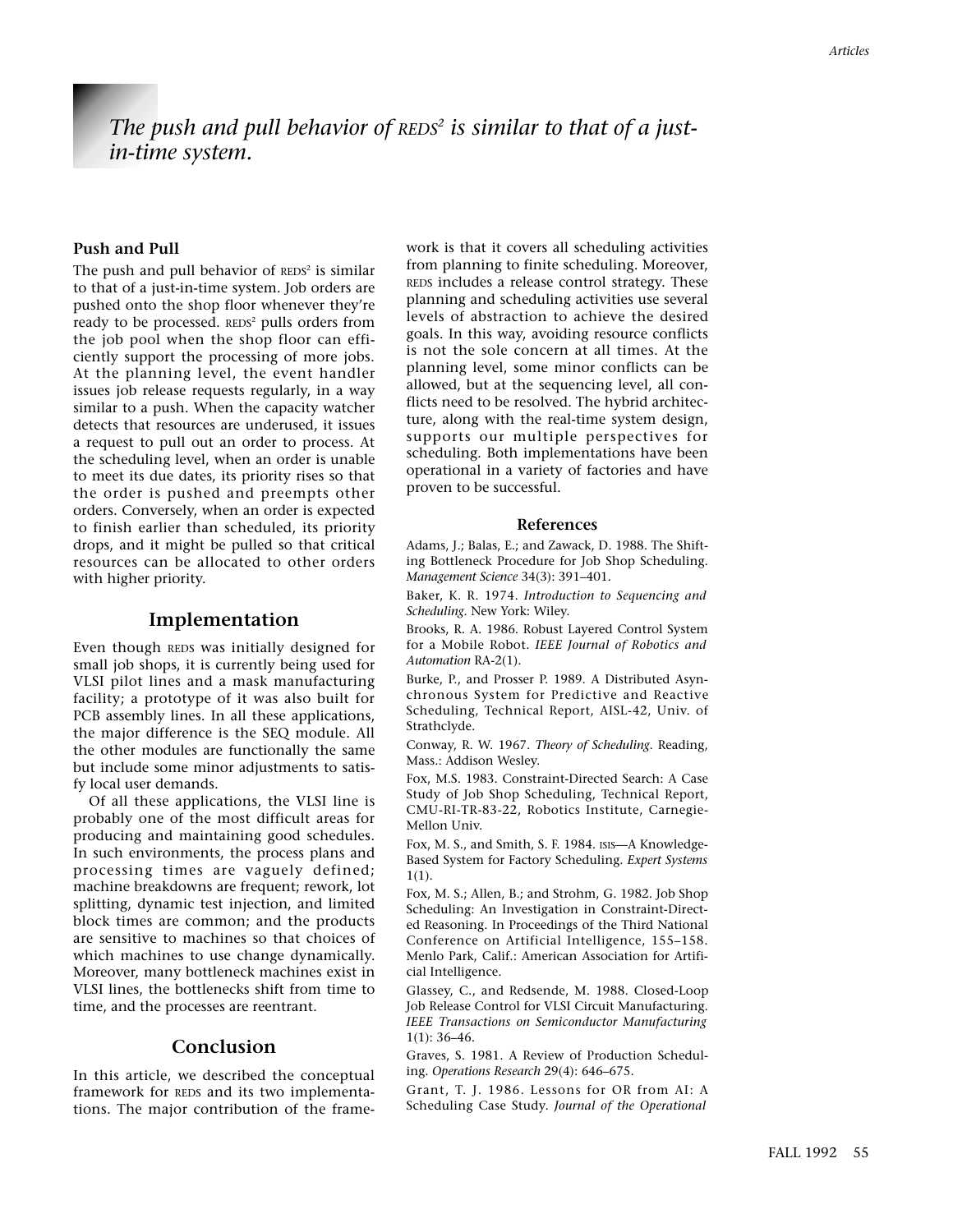*The push and pull behavior of REDS[2] is similar to that of a just-in-time system.*

### Push and Pull

The push and pull behavior of REDS[2] is similar to that of a just-in-time system. Job orders are pushed onto the shop floor whenever they're ready to be processed. REDS[2] pulls orders from the job pool when the shop floor can efficiently support the processing of more jobs. At the planning level, the event handler issues job release requests regularly, in a way similar to a push. When the capacity watcher detects that resources are underused, it issues a request to pull out an order to process. At the scheduling level, when an order is unable to meet its due dates, its priority rises so that the order is pushed and preempts other orders. Conversely, when an order is expected to finish earlier than scheduled, its priority drops, and it might be pulled so that critical resources can be allocated to other orders with higher priority.

## Implementation

Even though REDS was initially designed for small job shops, it is currently being used for VLSI pilot lines and a mask manufacturing facility; a prototype of it was also built for PCB assembly lines. In all these applications, the major difference is the SEQ module. All the other modules are functionally the same but include some minor adjustments to satisfy local user demands.

Of all these applications, the VLSI line is probably one of the most difficult areas for producing and maintaining good schedules. In such environments, the process plans and processing times are vaguely defined; machine breakdowns are frequent; rework, lot splitting, dynamic test injection, and limited block times are common; and the products are sensitive to machines so that choices of which machines to use change dynamically. Moreover, many bottleneck machines exist in VLSI lines, the bottlenecks shift from time to time, and the processes are reentrant.

## Conclusion

In this article, we described the conceptual framework for REDS and its two implementations. The major contribution of the framework is that it covers all scheduling activities from planning to finite scheduling. Moreover, REDS includes a release control strategy. These planning and scheduling activities use several levels of abstraction to achieve the desired goals. In this way, avoiding resource conflicts is not the sole concern at all times. At the planning level, some minor conflicts can be allowed, but at the sequencing level, all conflicts need to be resolved. The hybrid architecture, along with the real-time system design, supports our multiple perspectives for scheduling. Both implementations have been operational in a variety of factories and have proven to be successful.

## References

Adams, J.; Balas, E.; and Zawack, D. 1988. The Shifting Bottleneck Procedure for Job Shop Scheduling. *Management Science* 34(3): 391–401.

Baker, K. R. 1974. *Introduction to Sequencing and Scheduling*. New York: Wiley.

Brooks, R. A. 1986. Robust Layered Control System for a Mobile Robot. *IEEE Journal of Robotics and Automation* RA-2(1).

Burke, P., and Prosser P. 1989. A Distributed Asynchronous System for Predictive and Reactive Scheduling, Technical Report, AISL-42, Univ. of Strathclyde.

Conway, R. W. 1967. *Theory of Scheduling*. Reading, Mass.: Addison Wesley.

Fox, M.S. 1983. Constraint-Directed Search: A Case Study of Job Shop Scheduling, Technical Report, CMU-RI-TR-83-22, Robotics Institute, Carnegie-Mellon Univ.

Fox, M. S., and Smith, S. F. 1984. ISIS—A Knowledge-Based System for Factory Scheduling. *Expert Systems* 1(1).

Fox, M. S.; Allen, B.; and Strohm, G. 1982. Job Shop Scheduling: An Investigation in Constraint-Directed Reasoning. In Proceedings of the Third National Conference on Artificial Intelligence, 155–158. Menlo Park, Calif.: American Association for Artificial Intelligence.

Glassey, C., and Redsende, M. 1988. Closed-Loop Job Release Control for VLSI Circuit Manufacturing. *IEEE Transactions on Semiconductor Manufacturing* 1(1): 36–46.

Graves, S. 1981. A Review of Production Scheduling. *Operations Research* 29(4): 646–675.

Grant, T. J. 1986. Lessons for OR from AI: A Scheduling Case Study. *Journal of the Operational*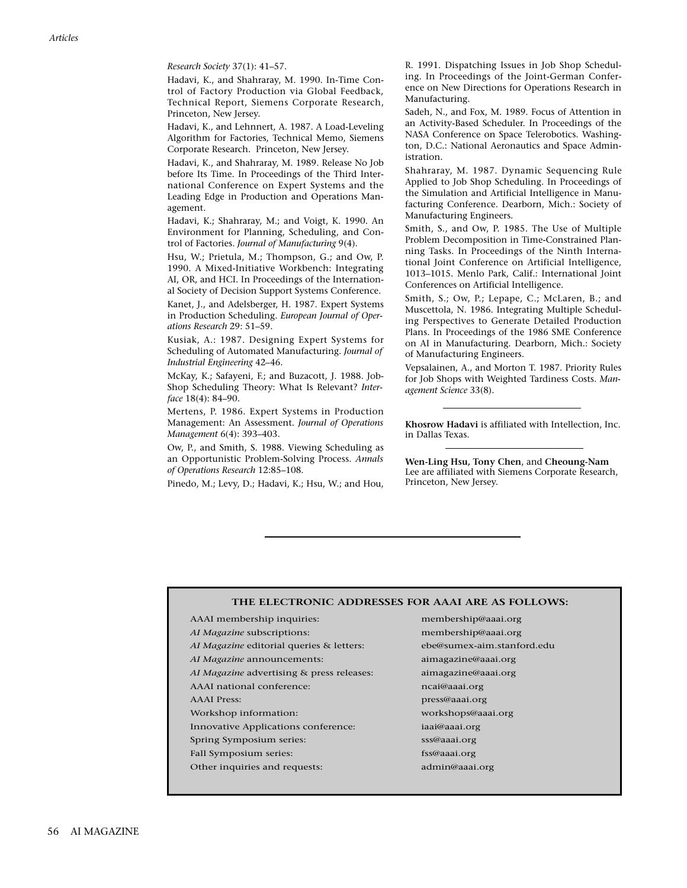*Research Society* 37(1): 41–57.

Hadavi, K., and Shahraray, M. 1990. In-Time Control of Factory Production via Global Feedback, Technical Report, Siemens Corporate Research, Princeton, New Jersey.

Hadavi, K., and Lehnnert, A. 1987. A Load-Leveling Algorithm for Factories, Technical Memo, Siemens Corporate Research. Princeton, New Jersey.

Hadavi, K., and Shahraray, M. 1989. Release No Job before Its Time. In Proceedings of the Third International Conference on Expert Systems and the Leading Edge in Production and Operations Management.

Hadavi, K.; Shahraray, M.; and Voigt, K. 1990. An Environment for Planning, Scheduling, and Control of Factories. *Journal of Manufacturing* 9(4).

Hsu, W.; Prietula, M.; Thompson, G.; and Ow, P. 1990. A Mixed-Initiative Workbench: Integrating AI, OR, and HCI. In Proceedings of the International Society of Decision Support Systems Conference.

Kanet, J., and Adelsberger, H. 1987. Expert Systems in Production Scheduling. *European Journal of Operations Research* 29: 51–59.

Kusiak, A.: 1987. Designing Expert Systems for Scheduling of Automated Manufacturing. *Journal of Industrial Engineering* 42–46.

McKay, K.; Safayeni, F.; and Buzacott, J. 1988. Job-Shop Scheduling Theory: What Is Relevant? *Interface* 18(4): 84–90.

Mertens, P. 1986. Expert Systems in Production Management: An Assessment. *Journal of Operations Management* 6(4): 393–403.

Ow, P., and Smith, S. 1988. Viewing Scheduling as an Opportunistic Problem-Solving Process. *Annals of Operations Research* 12:85–108.

Pinedo, M.; Levy, D.; Hadavi, K.; Hsu, W.; and Hou, R. 1991. Dispatching Issues in Job Shop Scheduling. In Proceedings of the Joint-German Conference on New Directions for Operations Research in Manufacturing.

Sadeh, N., and Fox, M. 1989. Focus of Attention in an Activity-Based Scheduler. In Proceedings of the NASA Conference on Space Telerobotics. Washington, D.C.: National Aeronautics and Space Administration.

Shahraray, M. 1987. Dynamic Sequencing Rule Applied to Job Shop Scheduling. In Proceedings of the Simulation and Artificial Intelligence in Manufacturing Conference. Dearborn, Mich.: Society of Manufacturing Engineers.

Smith, S., and Ow, P. 1985. The Use of Multiple Problem Decomposition in Time-Constrained Planning Tasks. In Proceedings of the Ninth International Joint Conference on Artificial Intelligence, 1013–1015. Menlo Park, Calif.: International Joint Conferences on Artificial Intelligence.

Smith, S.; Ow, P.; Lepape, C.; McLaren, B.; and Muscettola, N. 1986. Integrating Multiple Scheduling Perspectives to Generate Detailed Production Plans. In Proceedings of the 1986 SME Conference on AI in Manufacturing. Dearborn, Mich.: Society of Manufacturing Engineers.

Vepsalainen, A., and Morton T. 1987. Priority Rules for Job Shops with Weighted Tardiness Costs. *Management Science* 33(8).

---

**Khosrow Hadavi** is affiliated with Intellection, Inc. in Dallas Texas.

---

**Wen-Ling Hsu**, **Tony Chen**, and **Cheoung-Nam** Lee are affiliated with Siemens Corporate Research, Princeton, New Jersey.

---

**THE ELECTRONIC ADDRESSES FOR AAAI ARE AS FOLLOWS:**

| | |
|---|---|
| AAAI membership inquiries: | membership@aaai.org |
| *AI Magazine* subscriptions: | membership@aaai.org |
| *AI Magazine* editorial queries & letters: | ebe@sumex-aim.stanford.edu |
| *AI Magazine* announcements: | aimagazine@aaai.org |
| *AI Magazine* advertising & press releases: | aimagazine@aaai.org |
| AAAI national conference: | ncai@aaai.org |
| AAAI Press: | press@aaai.org |
| Workshop information: | workshops@aaai.org |
| Innovative Applications conference: | iaai@aaai.org |
| Spring Symposium series: | sss@aaai.org |
| Fall Symposium series: | fss@aaai.org |
| Other inquiries and requests: | admin@aaai.org |